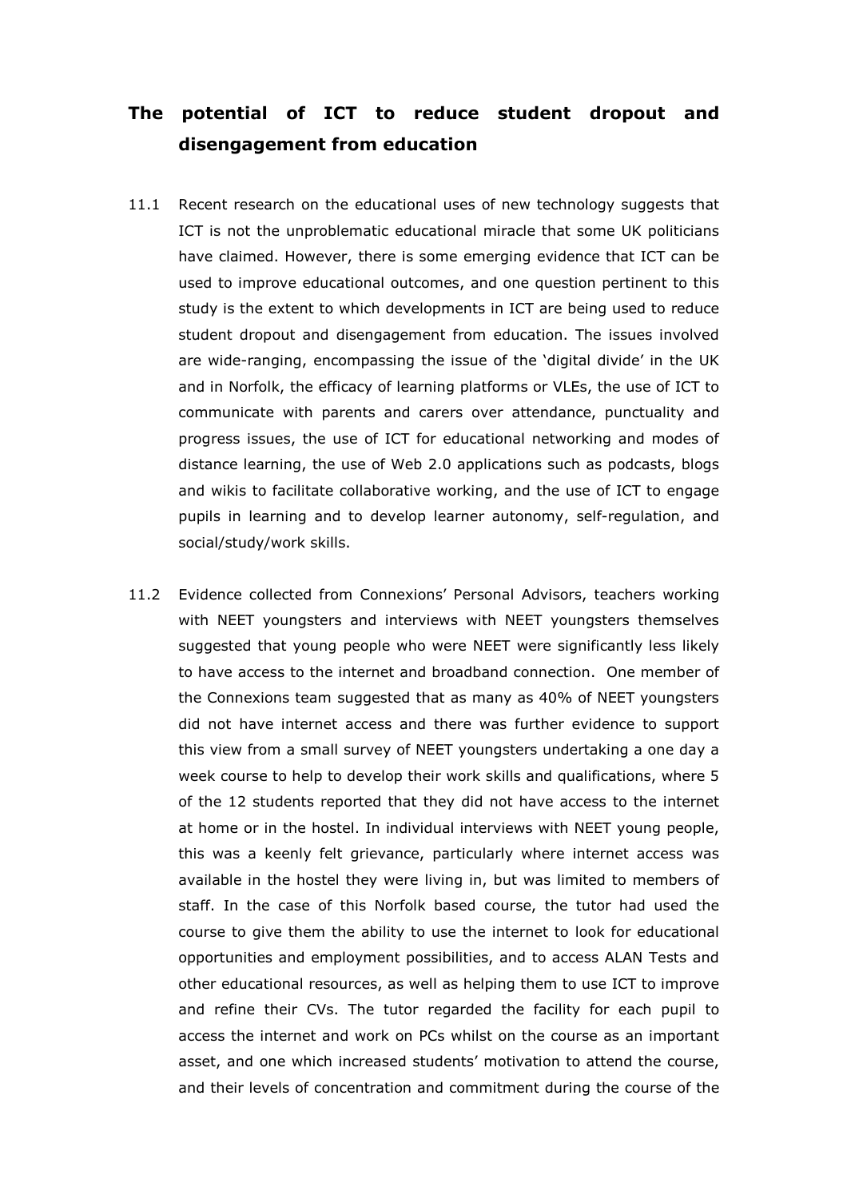## The potential of ICT to reduce student dropout and disengagement from education

11.1 Recent research on the educational uses of new technology suggests that ICT is not the unproblematic educational miracle that some UK politicians have claimed. However, there is some emerging evidence that ICT can be used to improve educational outcomes, and one question pertinent to this study is the extent to which developments in ICT are being used to reduce student dropout and disengagement from education. The issues involved are wide-ranging, encompassing the issue of the 'digital divide' in the UK and in Norfolk, the efficacy of learning platforms or VLEs, the use of ICT to communicate with parents and carers over attendance, punctuality and progress issues, the use of ICT for educational networking and modes of distance learning, the use of Web 2.0 applications such as podcasts, blogs and wikis to facilitate collaborative working, and the use of ICT to engage pupils in learning and to develop learner autonomy, self-regulation, and social/study/work skills.

11.2 Evidence collected from Connexions' Personal Advisors, teachers working with NEET youngsters and interviews with NEET youngsters themselves suggested that young people who were NEET were significantly less likely to have access to the internet and broadband connection. One member of the Connexions team suggested that as many as 40% of NEET youngsters did not have internet access and there was further evidence to support this view from a small survey of NEET youngsters undertaking a one day a week course to help to develop their work skills and qualifications, where 5 of the 12 students reported that they did not have access to the internet at home or in the hostel. In individual interviews with NEET young people, this was a keenly felt grievance, particularly where internet access was available in the hostel they were living in, but was limited to members of staff. In the case of this Norfolk based course, the tutor had used the course to give them the ability to use the internet to look for educational opportunities and employment possibilities, and to access ALAN Tests and other educational resources, as well as helping them to use ICT to improve and refine their CVs. The tutor regarded the facility for each pupil to access the internet and work on PCs whilst on the course as an important asset, and one which increased students' motivation to attend the course, and their levels of concentration and commitment during the course of the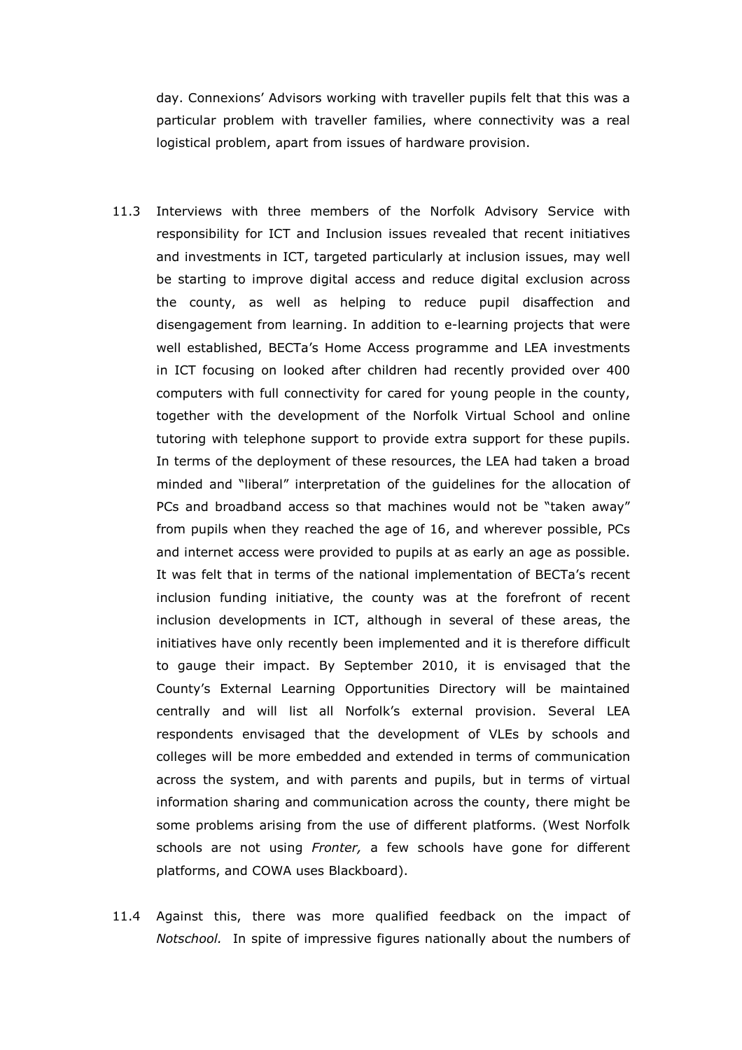day. Connexions' Advisors working with traveller pupils felt that this was a particular problem with traveller families, where connectivity was a real logistical problem, apart from issues of hardware provision.

11.3 Interviews with three members of the Norfolk Advisory Service with responsibility for ICT and Inclusion issues revealed that recent initiatives and investments in ICT, targeted particularly at inclusion issues, may well be starting to improve digital access and reduce digital exclusion across the county, as well as helping to reduce pupil disaffection and disengagement from learning. In addition to e-learning projects that were well established, BECTa's Home Access programme and LEA investments in ICT focusing on looked after children had recently provided over 400 computers with full connectivity for cared for young people in the county, together with the development of the Norfolk Virtual School and online tutoring with telephone support to provide extra support for these pupils. In terms of the deployment of these resources, the LEA had taken a broad minded and "liberal" interpretation of the guidelines for the allocation of PCs and broadband access so that machines would not be "taken away" from pupils when they reached the age of 16, and wherever possible, PCs and internet access were provided to pupils at as early an age as possible. It was felt that in terms of the national implementation of BECTa's recent inclusion funding initiative, the county was at the forefront of recent inclusion developments in ICT, although in several of these areas, the initiatives have only recently been implemented and it is therefore difficult to gauge their impact. By September 2010, it is envisaged that the County's External Learning Opportunities Directory will be maintained centrally and will list all Norfolk's external provision. Several LEA respondents envisaged that the development of VLEs by schools and colleges will be more embedded and extended in terms of communication across the system, and with parents and pupils, but in terms of virtual information sharing and communication across the county, there might be some problems arising from the use of different platforms. (West Norfolk schools are not using *Fronter,* a few schools have gone for different platforms, and COWA uses Blackboard).

11.4 Against this, there was more qualified feedback on the impact of *Notschool.* In spite of impressive figures nationally about the numbers of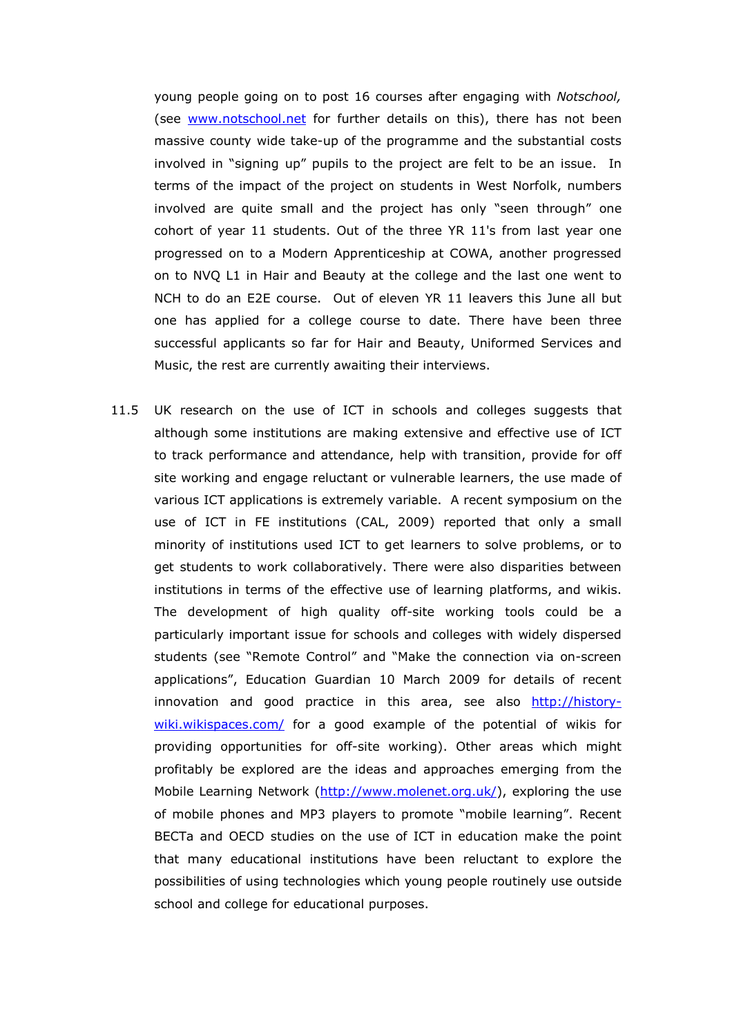young people going on to post 16 courses after engaging with *Notschool,* (see www.notschool.net for further details on this), there has not been massive county wide take-up of the programme and the substantial costs involved in "signing up" pupils to the project are felt to be an issue. In terms of the impact of the project on students in West Norfolk, numbers involved are quite small and the project has only "seen through" one cohort of year 11 students. Out of the three YR 11's from last year one progressed on to a Modern Apprenticeship at COWA, another progressed on to NVQ L1 in Hair and Beauty at the college and the last one went to NCH to do an E2E course. Out of eleven YR 11 leavers this June all but one has applied for a college course to date. There have been three successful applicants so far for Hair and Beauty, Uniformed Services and Music, the rest are currently awaiting their interviews.

11.5 UK research on the use of ICT in schools and colleges suggests that although some institutions are making extensive and effective use of ICT to track performance and attendance, help with transition, provide for off site working and engage reluctant or vulnerable learners, the use made of various ICT applications is extremely variable. A recent symposium on the use of ICT in FE institutions (CAL, 2009) reported that only a small minority of institutions used ICT to get learners to solve problems, or to get students to work collaboratively. There were also disparities between institutions in terms of the effective use of learning platforms, and wikis. The development of high quality off-site working tools could be a particularly important issue for schools and colleges with widely dispersed students (see "Remote Control" and "Make the connection via on-screen applications", Education Guardian 10 March 2009 for details of recent innovation and good practice in this area, see also http://history-wiki.wikispaces.com/ for a good example of the potential of wikis for providing opportunities for off-site working). Other areas which might profitably be explored are the ideas and approaches emerging from the Mobile Learning Network (http://www.molenet.org.uk/), exploring the use of mobile phones and MP3 players to promote "mobile learning". Recent BECTa and OECD studies on the use of ICT in education make the point that many educational institutions have been reluctant to explore the possibilities of using technologies which young people routinely use outside school and college for educational purposes.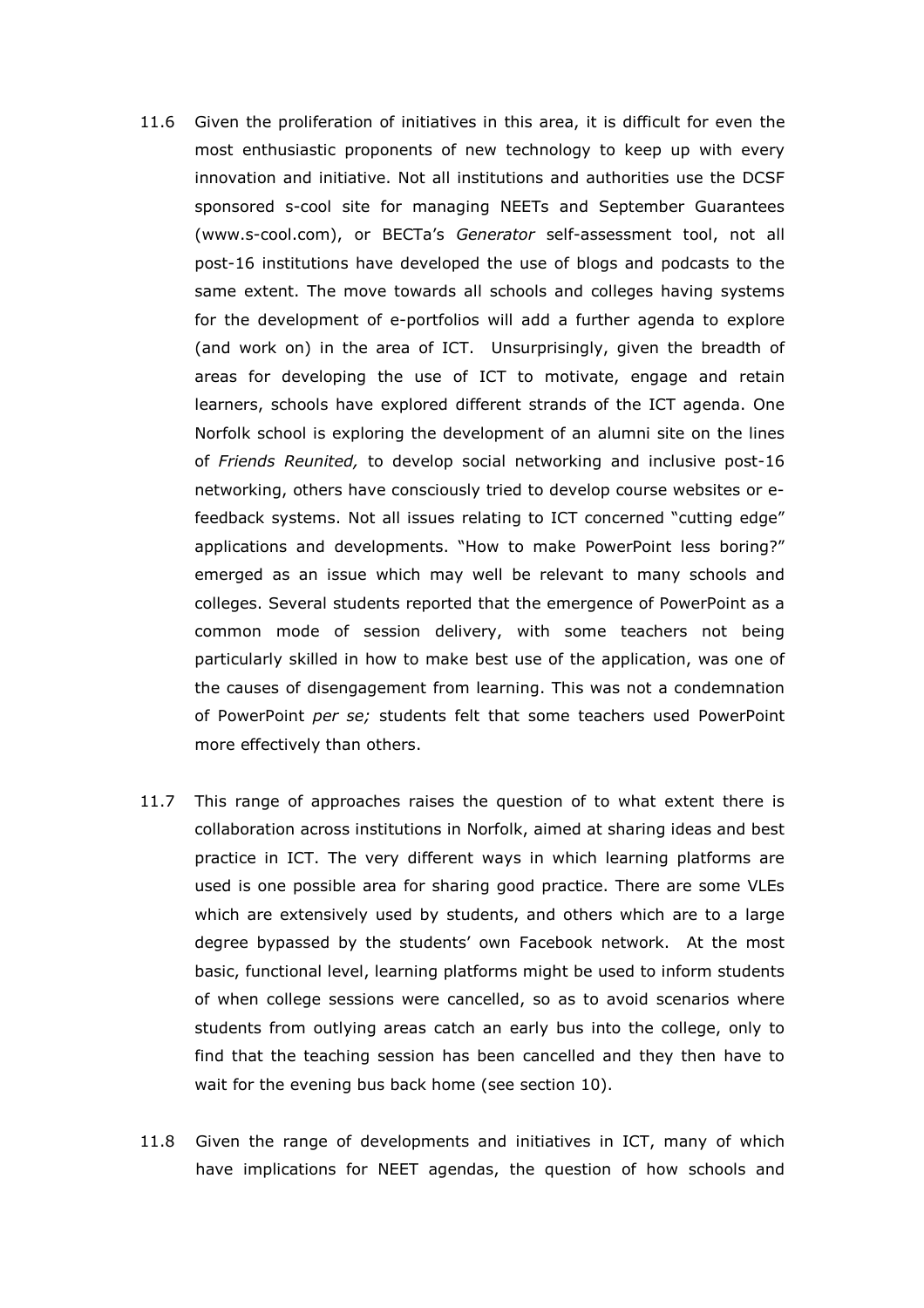11.6 Given the proliferation of initiatives in this area, it is difficult for even the most enthusiastic proponents of new technology to keep up with every innovation and initiative. Not all institutions and authorities use the DCSF sponsored s-cool site for managing NEETs and September Guarantees (www.s-cool.com), or BECTa's *Generator* self-assessment tool, not all post-16 institutions have developed the use of blogs and podcasts to the same extent. The move towards all schools and colleges having systems for the development of e-portfolios will add a further agenda to explore (and work on) in the area of ICT. Unsurprisingly, given the breadth of areas for developing the use of ICT to motivate, engage and retain learners, schools have explored different strands of the ICT agenda. One Norfolk school is exploring the development of an alumni site on the lines of *Friends Reunited,* to develop social networking and inclusive post-16 networking, others have consciously tried to develop course websites or e-feedback systems. Not all issues relating to ICT concerned "cutting edge" applications and developments. "How to make PowerPoint less boring?" emerged as an issue which may well be relevant to many schools and colleges. Several students reported that the emergence of PowerPoint as a common mode of session delivery, with some teachers not being particularly skilled in how to make best use of the application, was one of the causes of disengagement from learning. This was not a condemnation of PowerPoint *per se;* students felt that some teachers used PowerPoint more effectively than others.

11.7 This range of approaches raises the question of to what extent there is collaboration across institutions in Norfolk, aimed at sharing ideas and best practice in ICT. The very different ways in which learning platforms are used is one possible area for sharing good practice. There are some VLEs which are extensively used by students, and others which are to a large degree bypassed by the students' own Facebook network. At the most basic, functional level, learning platforms might be used to inform students of when college sessions were cancelled, so as to avoid scenarios where students from outlying areas catch an early bus into the college, only to find that the teaching session has been cancelled and they then have to wait for the evening bus back home (see section 10).

11.8 Given the range of developments and initiatives in ICT, many of which have implications for NEET agendas, the question of how schools and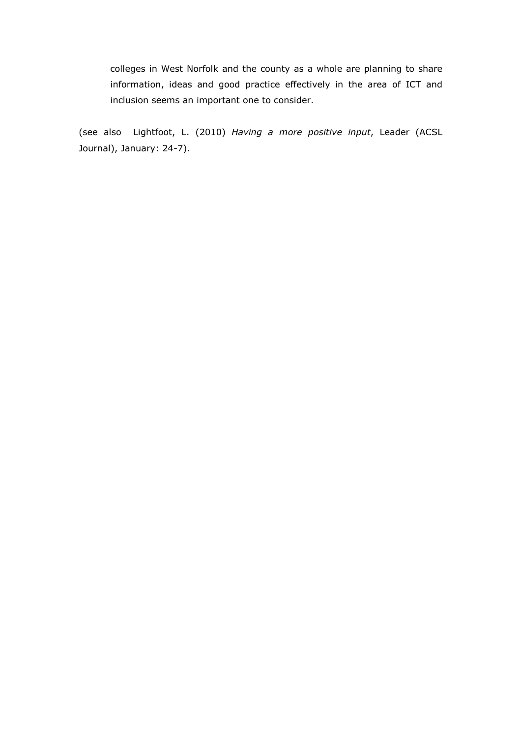> colleges in West Norfolk and the county as a whole are planning to share information, ideas and good practice effectively in the area of ICT and inclusion seems an important one to consider.

(see also Lightfoot, L. (2010) *Having a more positive input*, Leader (ACSL Journal), January: 24-7).